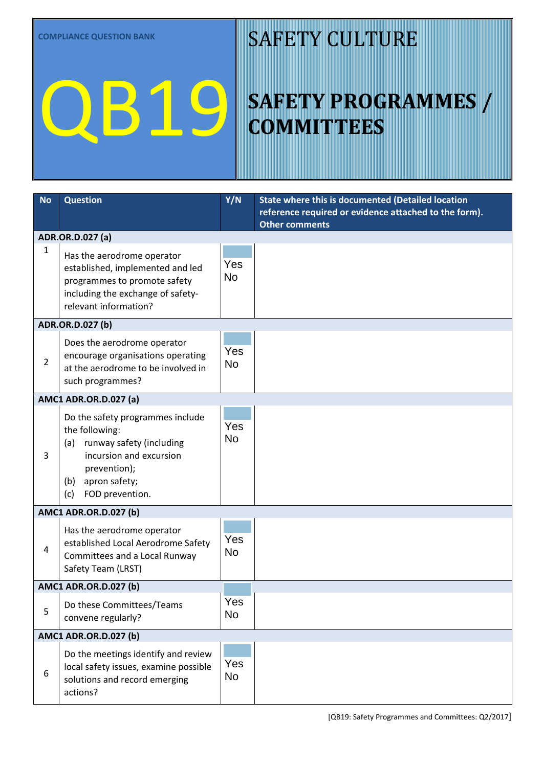COMPLIANCE QUESTION BANK

# QB19

# SAFETY CULTURE

## SAFETY PROGRAMMES / COMMITTEES

| No | Question | Y/N | State where this is documented (Detailed location reference required or evidence attached to the form). Other comments |
|---|---|---|---|
| **ADR.OR.D.027 (a)** | | | |
| 1 | Has the aerodrome operator established, implemented and led programmes to promote safety including the exchange of safety-relevant information? | Yes No | |
| **ADR.OR.D.027 (b)** | | | |
| 2 | Does the aerodrome operator encourage organisations operating at the aerodrome to be involved in such programmes? | Yes No | |
| **AMC1 ADR.OR.D.027 (a)** | | | |
| 3 | Do the safety programmes include the following:<br>(a) runway safety (including incursion and excursion prevention);<br>(b) apron safety;<br>(c) FOD prevention. | Yes No | |
| **AMC1 ADR.OR.D.027 (b)** | | | |
| 4 | Has the aerodrome operator established Local Aerodrome Safety Committees and a Local Runway Safety Team (LRST) | Yes No | |
| **AMC1 ADR.OR.D.027 (b)** | | | |
| 5 | Do these Committees/Teams convene regularly? | Yes No | |
| **AMC1 ADR.OR.D.027 (b)** | | | |
| 6 | Do the meetings identify and review local safety issues, examine possible solutions and record emerging actions? | Yes No | |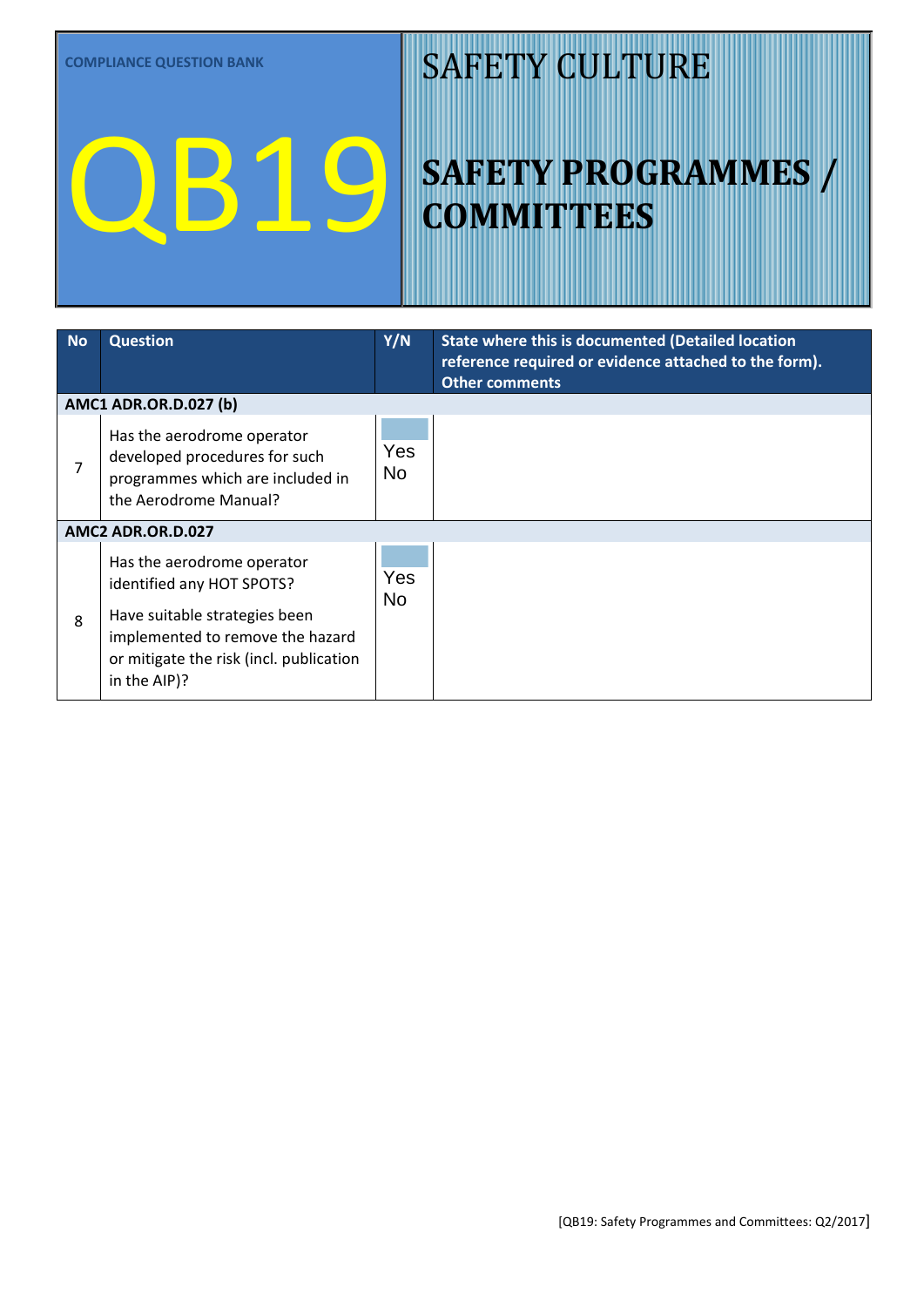COMPLIANCE QUESTION BANK

# QB19

# SAFETY CULTURE

## SAFETY PROGRAMMES / COMMITTEES

| No | Question | Y/N | State where this is documented (Detailed location reference required or evidence attached to the form). Other comments |
|---|---|---|---|
| **AMC1 ADR.OR.D.027 (b)** | | | |
| 7 | Has the aerodrome operator developed procedures for such programmes which are included in the Aerodrome Manual? | Yes No | |
| **AMC2 ADR.OR.D.027** | | | |
| 8 | Has the aerodrome operator identified any HOT SPOTS?<br><br>Have suitable strategies been implemented to remove the hazard or mitigate the risk (incl. publication in the AIP)? | Yes No | |

[QB19: Safety Programmes and Committees: Q2/2017]